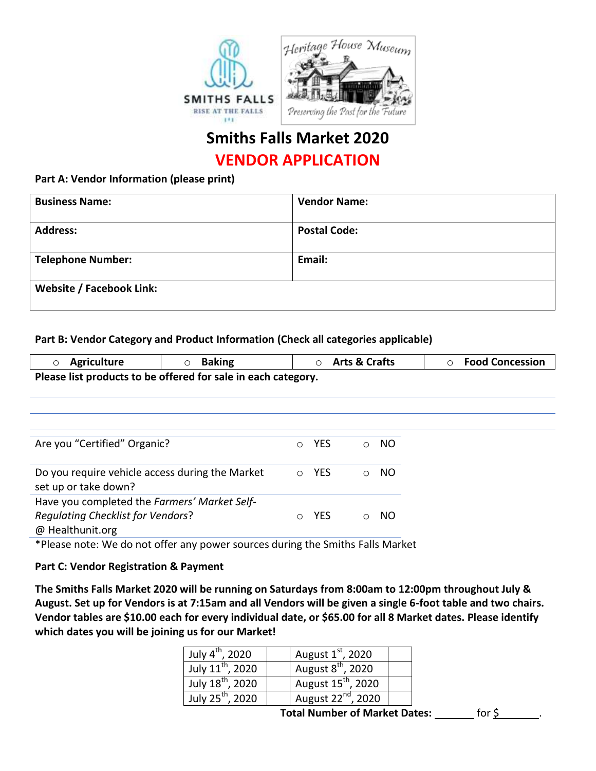SMITHS FALLS

RISE AT THE FALLS

*Heritage House Museum*

*Preserving the Past for the Future*

# Smiths Falls Market 2020

## VENDOR APPLICATION

**Part A: Vendor Information (please print)**

| **Business Name:** | **Vendor Name:** |
|---|---|
| **Address:** | **Postal Code:** |
| **Telephone Number:** | **Email:** |
| **Website / Facebook Link:** | |

**Part B: Vendor Category and Product Information (Check all categories applicable)**

| ○ **Agriculture** | ○ **Baking** | ○ **Arts & Crafts** | ○ **Food Concession** |
|---|---|---|---|

**Please list products to be offered for sale in each category.**

______________________________________________

______________________________________________

______________________________________________

| | | |
|---|---|---|
| Are you "Certified" Organic? | ○ YES | ○ NO |
| Do you require vehicle access during the Market set up or take down? | ○ YES | ○ NO |
| Have you completed the *Farmers' Market Self-Regulating Checklist for Vendors*? @ Healthunit.org | ○ YES | ○ NO |

*Please note: We do not offer any power sources during the Smiths Falls Market

**Part C: Vendor Registration & Payment**

**The Smiths Falls Market 2020 will be running on Saturdays from 8:00am to 12:00pm throughout July & August. Set up for Vendors is at 7:15am and all Vendors will be given a single 6-foot table and two chairs. Vendor tables are $10.00 each for every individual date, or $65.00 for all 8 Market dates. Please identify which dates you will be joining us for our Market!**

| | | | |
|---|---|---|---|
| July 4th, 2020 | | August 1st, 2020 | |
| July 11th, 2020 | | August 8th, 2020 | |
| July 18th, 2020 | | August 15th, 2020 | |
| July 25th, 2020 | | August 22nd, 2020 | |

**Total Number of Market Dates:** _______ for $_______.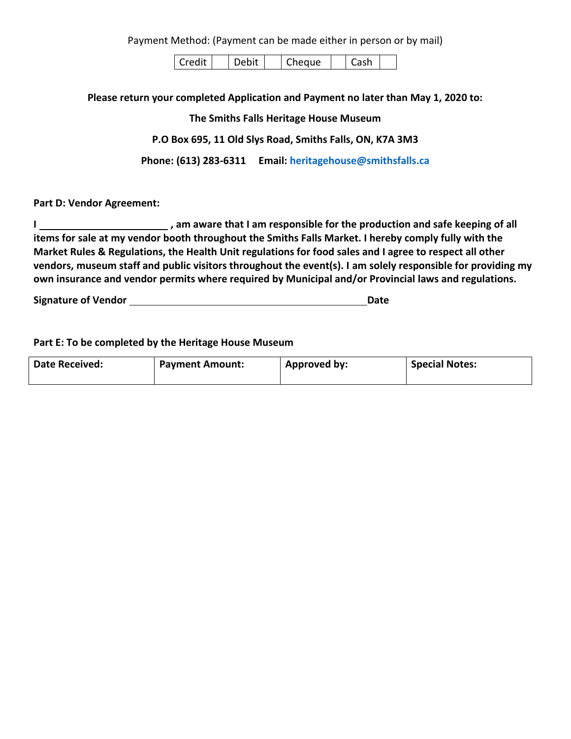Payment Method: (Payment can be made either in person or by mail)

| | | | | | | | |
|---|---|---|---|---|---|---|---|
| Credit | | Debit | | Cheque | | Cash | |

**Please return your completed Application and Payment no later than May 1, 2020 to:**

**The Smiths Falls Heritage House Museum**

**P.O Box 695, 11 Old Slys Road, Smiths Falls, ON, K7A 3M3**

**Phone: (613) 283-6311 Email: heritagehouse@smithsfalls.ca**

**Part D: Vendor Agreement:**

**I \_\_\_\_\_\_\_\_\_\_\_\_\_\_\_\_\_\_\_\_\_\_\_\_, am aware that I am responsible for the production and safe keeping of all items for sale at my vendor booth throughout the Smiths Falls Market. I hereby comply fully with the Market Rules & Regulations, the Health Unit regulations for food sales and I agree to respect all other vendors, museum staff and public visitors throughout the event(s). I am solely responsible for providing my own insurance and vendor permits where required by Municipal and/or Provincial laws and regulations.**

**Signature of Vendor** \_\_\_\_\_\_\_\_\_\_\_\_\_\_\_\_\_\_\_\_\_\_\_\_\_\_\_\_\_\_\_\_\_\_\_\_\_\_\_\_\_\_\_\_ **Date**

**Part E: To be completed by the Heritage House Museum**

| **Date Received:** | **Payment Amount:** | **Approved by:** | **Special Notes:** |
|---|---|---|---|
| | | | |